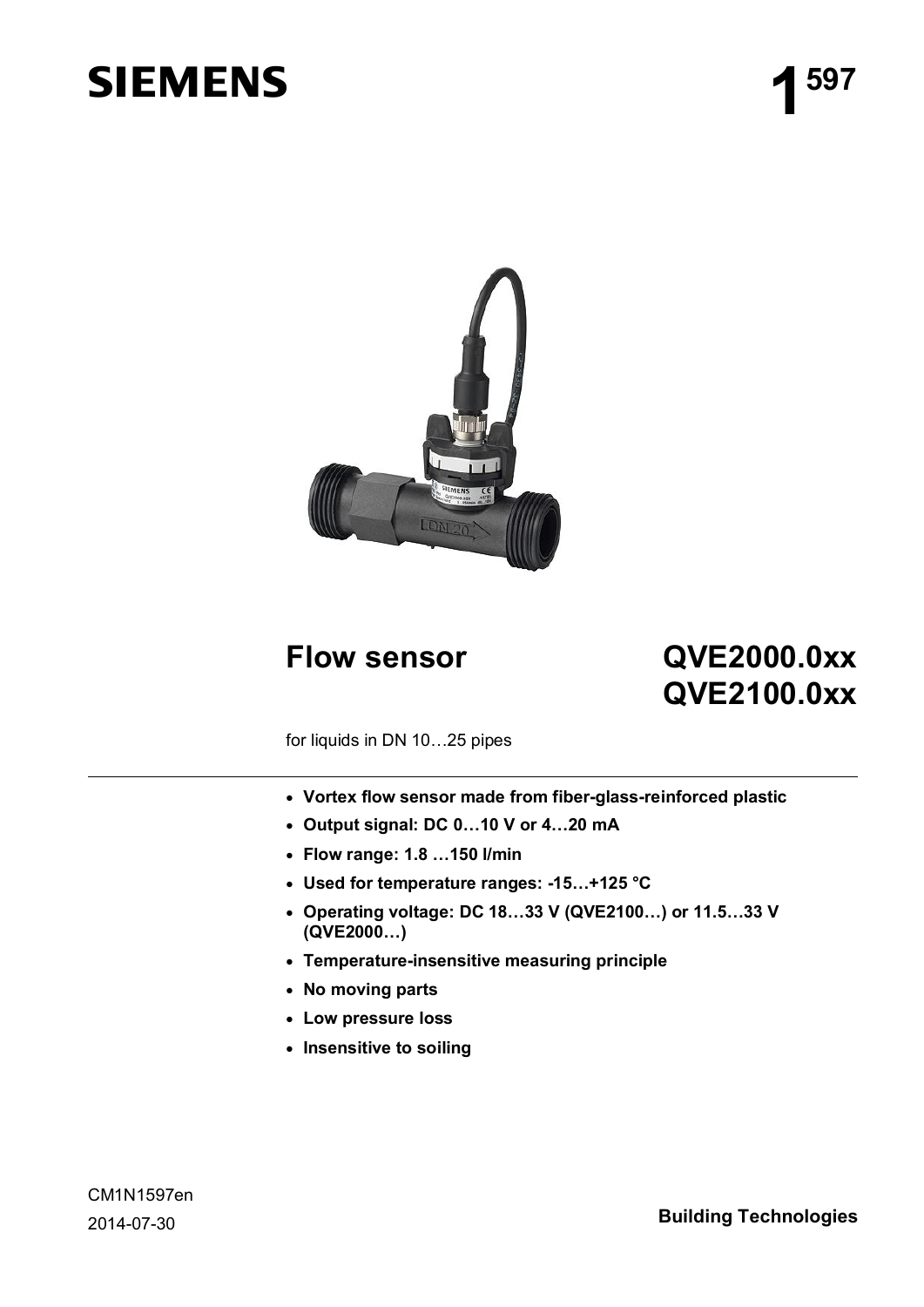# SIEMENS

# 1 597

## Flow sensor

## QVE2000.0xx
## QVE2100.0xx

for liquids in DN 10…25 pipes

---

- **Vortex flow sensor made from fiber-glass-reinforced plastic**
- **Output signal: DC 0…10 V or 4…20 mA**
- **Flow range: 1.8 …150 l/min**
- **Used for temperature ranges: -15…+125 °C**
- **Operating voltage: DC 18…33 V (QVE2100…) or 11.5…33 V (QVE2000…)**
- **Temperature-insensitive measuring principle**
- **No moving parts**
- **Low pressure loss**
- **Insensitive to soiling**

CM1N1597en
2014-07-30

**Building Technologies**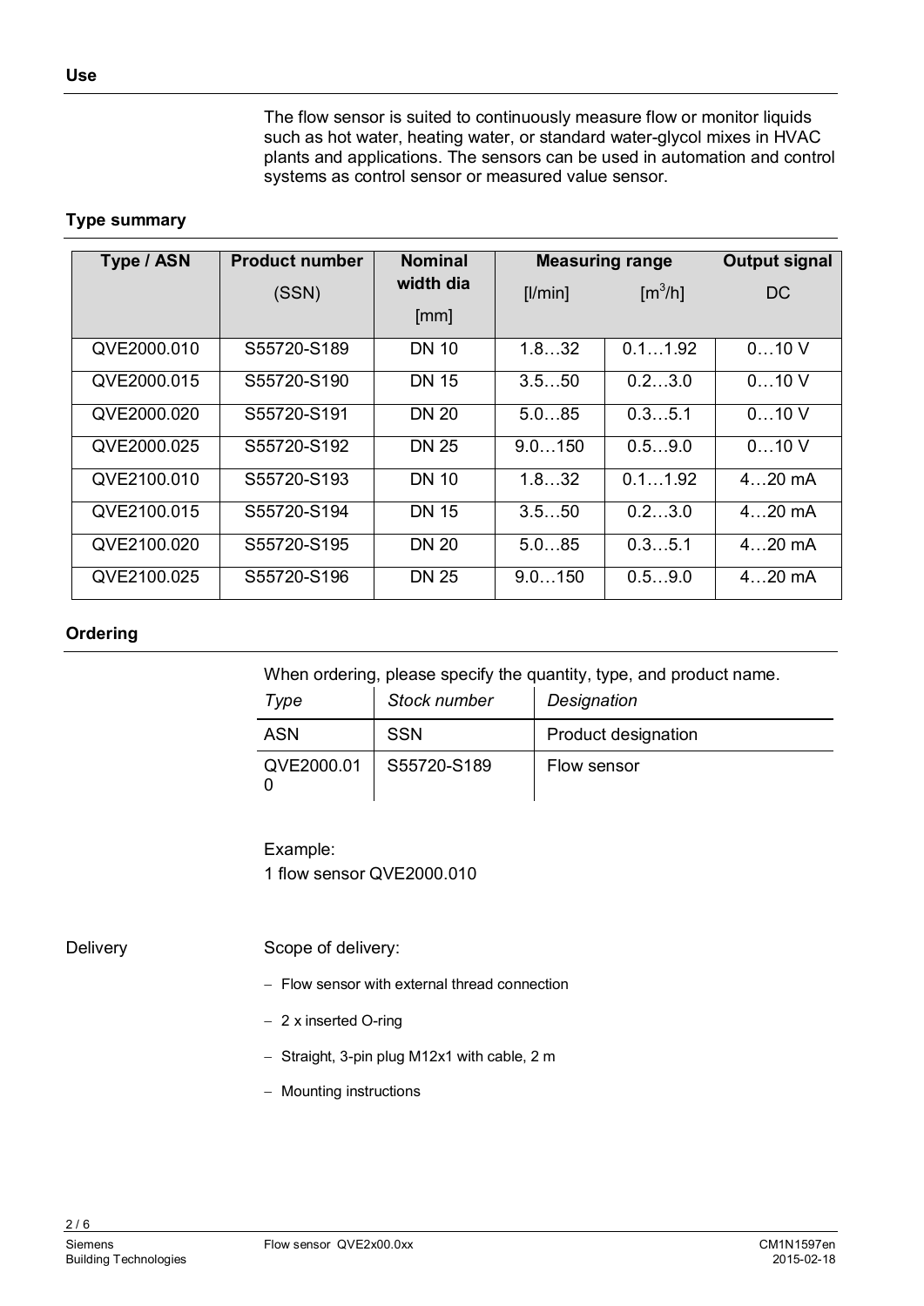## Use

The flow sensor is suited to continuously measure flow or monitor liquids such as hot water, heating water, or standard water-glycol mixes in HVAC plants and applications. The sensors can be used in automation and control systems as control sensor or measured value sensor.

## Type summary

| Type / ASN | Product number (SSN) | Nominal width dia [mm] | Measuring range | | Output signal DC |
|---|---|---|---|---|---|
| | | | [l/min] | [m$^3$/h] | |
| QVE2000.010 | S55720-S189 | DN 10 | 1.8…32 | 0.1…1.92 | 0…10 V |
| QVE2000.015 | S55720-S190 | DN 15 | 3.5…50 | 0.2…3.0 | 0…10 V |
| QVE2000.020 | S55720-S191 | DN 20 | 5.0…85 | 0.3…5.1 | 0…10 V |
| QVE2000.025 | S55720-S192 | DN 25 | 9.0…150 | 0.5…9.0 | 0…10 V |
| QVE2100.010 | S55720-S193 | DN 10 | 1.8…32 | 0.1…1.92 | 4…20 mA |
| QVE2100.015 | S55720-S194 | DN 15 | 3.5…50 | 0.2…3.0 | 4…20 mA |
| QVE2100.020 | S55720-S195 | DN 20 | 5.0…85 | 0.3…5.1 | 4…20 mA |
| QVE2100.025 | S55720-S196 | DN 25 | 9.0…150 | 0.5…9.0 | 4…20 mA |

## Ordering

When ordering, please specify the quantity, type, and product name.

| *Type* | *Stock number* | *Designation* |
|---|---|---|
| ASN | SSN | Product designation |
| QVE2000.010 | S55720-S189 | Flow sensor |

Example:
1 flow sensor QVE2000.010

Delivery

Scope of delivery:

- Flow sensor with external thread connection
- 2 x inserted O-ring
- Straight, 3-pin plug M12x1 with cable, 2 m
- Mounting instructions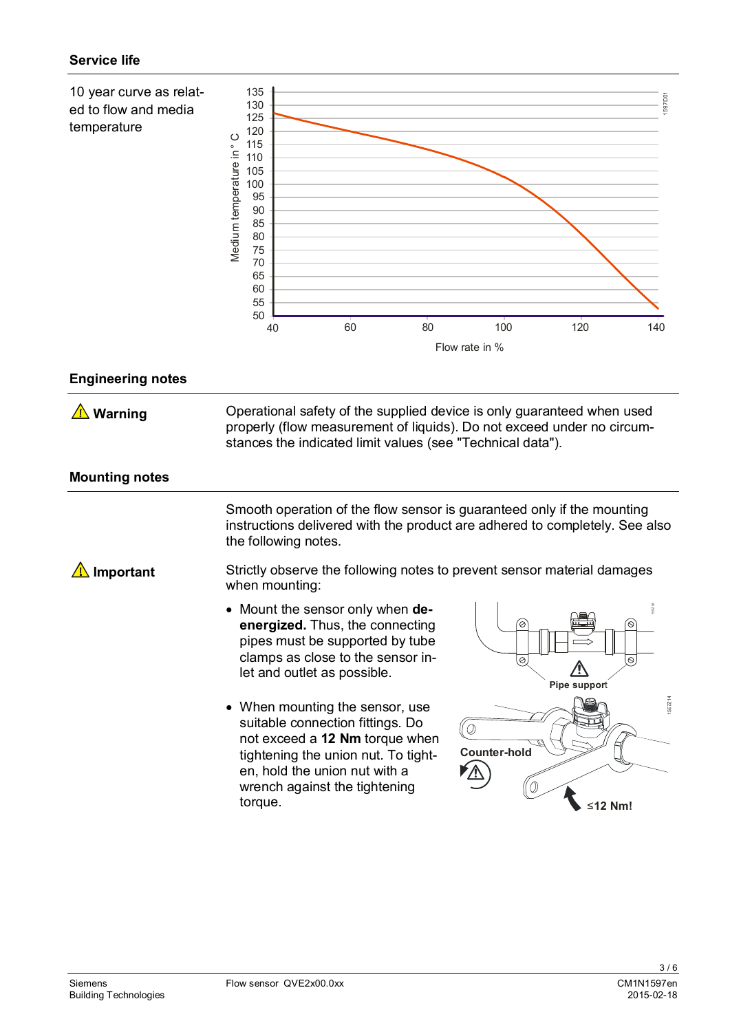## Service life

10 year curve as related to flow and media temperature

## Engineering notes

⚠ **Warning**

Operational safety of the supplied device is only guaranteed when used properly (flow measurement of liquids). Do not exceed under no circumstances the indicated limit values (see "Technical data").

## Mounting notes

Smooth operation of the flow sensor is guaranteed only if the mounting instructions delivered with the product are adhered to completely. See also the following notes.

⚠ **Important**

Strictly observe the following notes to prevent sensor material damages when mounting:

- Mount the sensor only when **de-energized.** Thus, the connecting pipes must be supported by tube clamps as close to the sensor inlet and outlet as possible.
- When mounting the sensor, use suitable connection fittings. Do not exceed a **12 Nm** torque when tightening the union nut. To tighten, hold the union nut with a wrench against the tightening torque.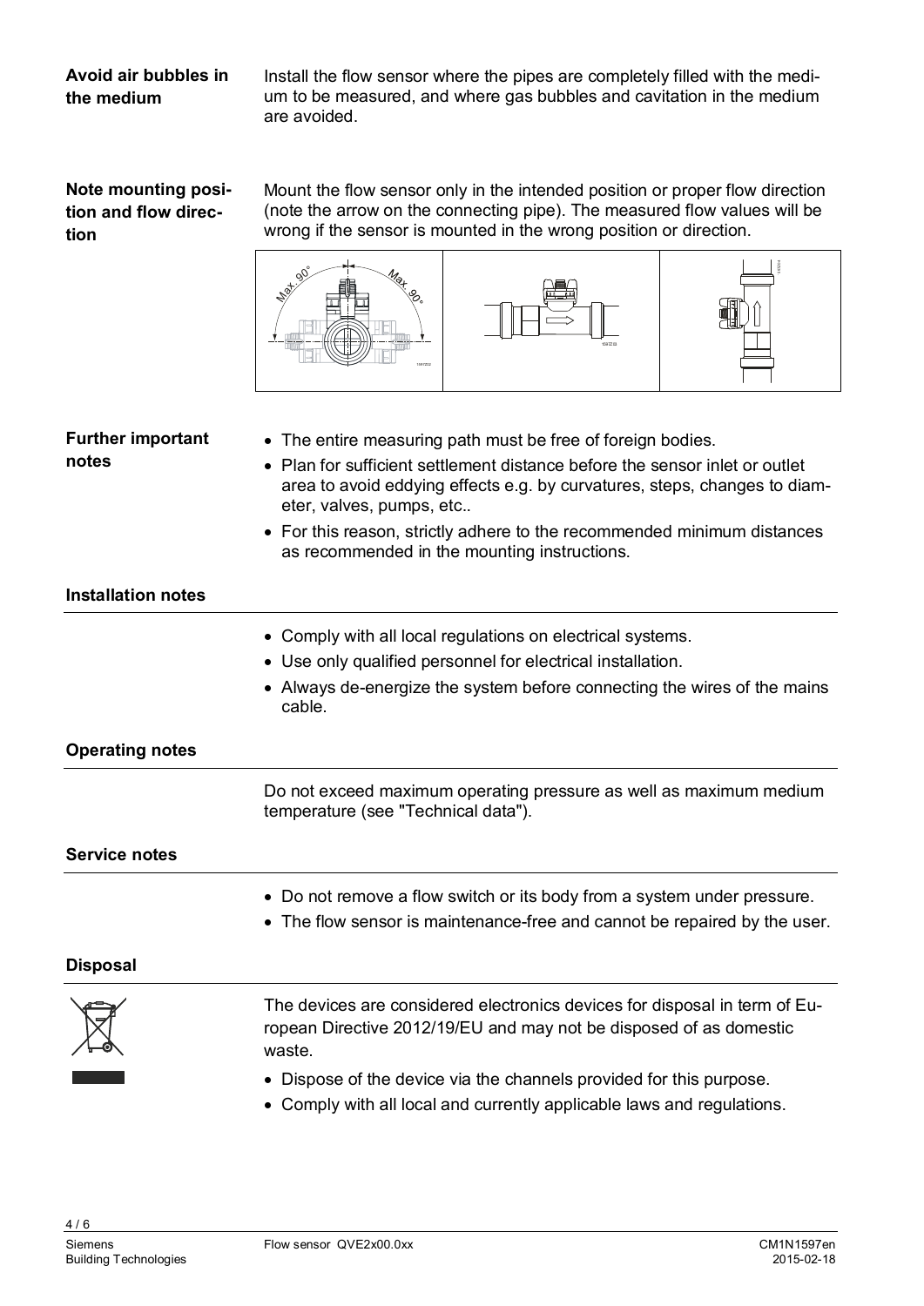**Avoid air bubbles in the medium**

Install the flow sensor where the pipes are completely filled with the medium to be measured, and where gas bubbles and cavitation in the medium are avoided.

**Note mounting position and flow direction**

Mount the flow sensor only in the intended position or proper flow direction (note the arrow on the connecting pipe). The measured flow values will be wrong if the sensor is mounted in the wrong position or direction.

**Further important notes**

- The entire measuring path must be free of foreign bodies.
- Plan for sufficient settlement distance before the sensor inlet or outlet area to avoid eddying effects e.g. by curvatures, steps, changes to diameter, valves, pumps, etc..
- For this reason, strictly adhere to the recommended minimum distances as recommended in the mounting instructions.

## Installation notes

- Comply with all local regulations on electrical systems.
- Use only qualified personnel for electrical installation.
- Always de-energize the system before connecting the wires of the mains cable.

## Operating notes

Do not exceed maximum operating pressure as well as maximum medium temperature (see "Technical data").

## Service notes

- Do not remove a flow switch or its body from a system under pressure.
- The flow sensor is maintenance-free and cannot be repaired by the user.

## Disposal

The devices are considered electronics devices for disposal in term of European Directive 2012/19/EU and may not be disposed of as domestic waste.

- Dispose of the device via the channels provided for this purpose.
- Comply with all local and currently applicable laws and regulations.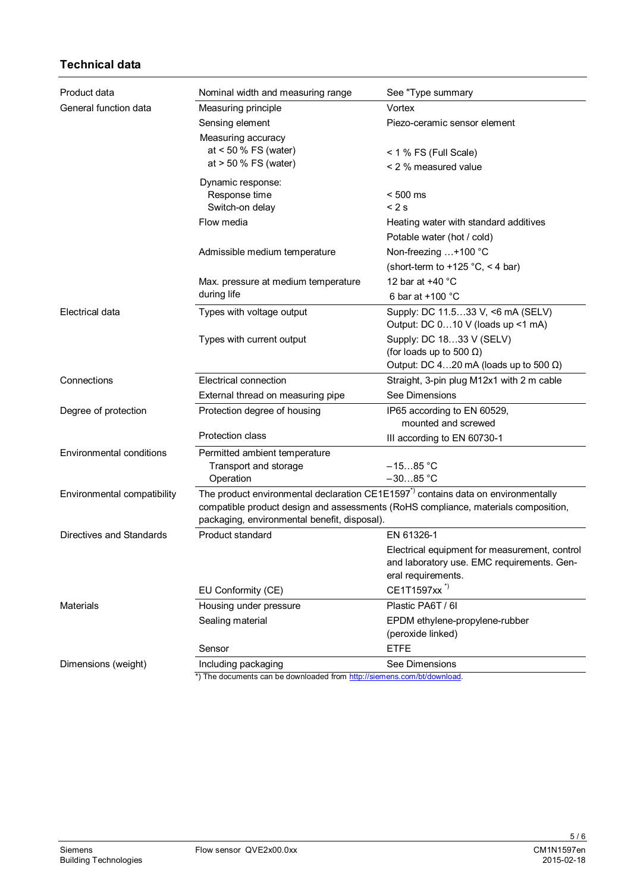## Technical data

| | | |
|---|---|---|
| Product data | Nominal width and measuring range | See "Type summary |
| General function data | Measuring principle | Vortex |
| | Sensing element | Piezo-ceramic sensor element |
| | Measuring accuracy<br>at < 50 % FS (water)<br>at > 50 % FS (water) | <br>< 1 % FS (Full Scale)<br>< 2 % measured value |
| | Dynamic response:<br>Response time<br>Switch-on delay | <br>< 500 ms<br>< 2 s |
| | Flow media | Heating water with standard additives |
| | | Potable water (hot / cold) |
| | Admissible medium temperature | Non-freezing …+100 °C |
| | | (short-term to +125 °C, < 4 bar) |
| | Max. pressure at medium temperature during life | 12 bar at +40 °C<br>6 bar at +100 °C |
| Electrical data | Types with voltage output | Supply: DC 11.5…33 V, <6 mA (SELV)<br>Output: DC 0…10 V (loads up <1 mA) |
| | Types with current output | Supply: DC 18…33 V (SELV)<br>(for loads up to 500 Ω)<br>Output: DC 4…20 mA (loads up to 500 Ω) |
| Connections | Electrical connection | Straight, 3-pin plug M12x1 with 2 m cable |
| | External thread on measuring pipe | See Dimensions |
| Degree of protection | Protection degree of housing | IP65 according to EN 60529, mounted and screwed |
| | Protection class | III according to EN 60730-1 |
| Environmental conditions | Permitted ambient temperature<br>Transport and storage<br>Operation | <br>–15…85 °C<br>–30…85 °C |
| Environmental compatibility | The product environmental declaration CE1E1597*) contains data on environmentally compatible product design and assessments (RoHS compliance, materials composition, packaging, environmental benefit, disposal). | |
| Directives and Standards | Product standard | EN 61326-1 |
| | | Electrical equipment for measurement, control and laboratory use. EMC requirements. General requirements. |
| | EU Conformity (CE) | CE1T1597xx *) |
| Materials | Housing under pressure | Plastic PA6T / 6I |
| | Sealing material | EPDM ethylene-propylene-rubber (peroxide linked) |
| | Sensor | ETFE |
| Dimensions (weight) | Including packaging | See Dimensions |

*) The documents can be downloaded from http://siemens.com/bt/download.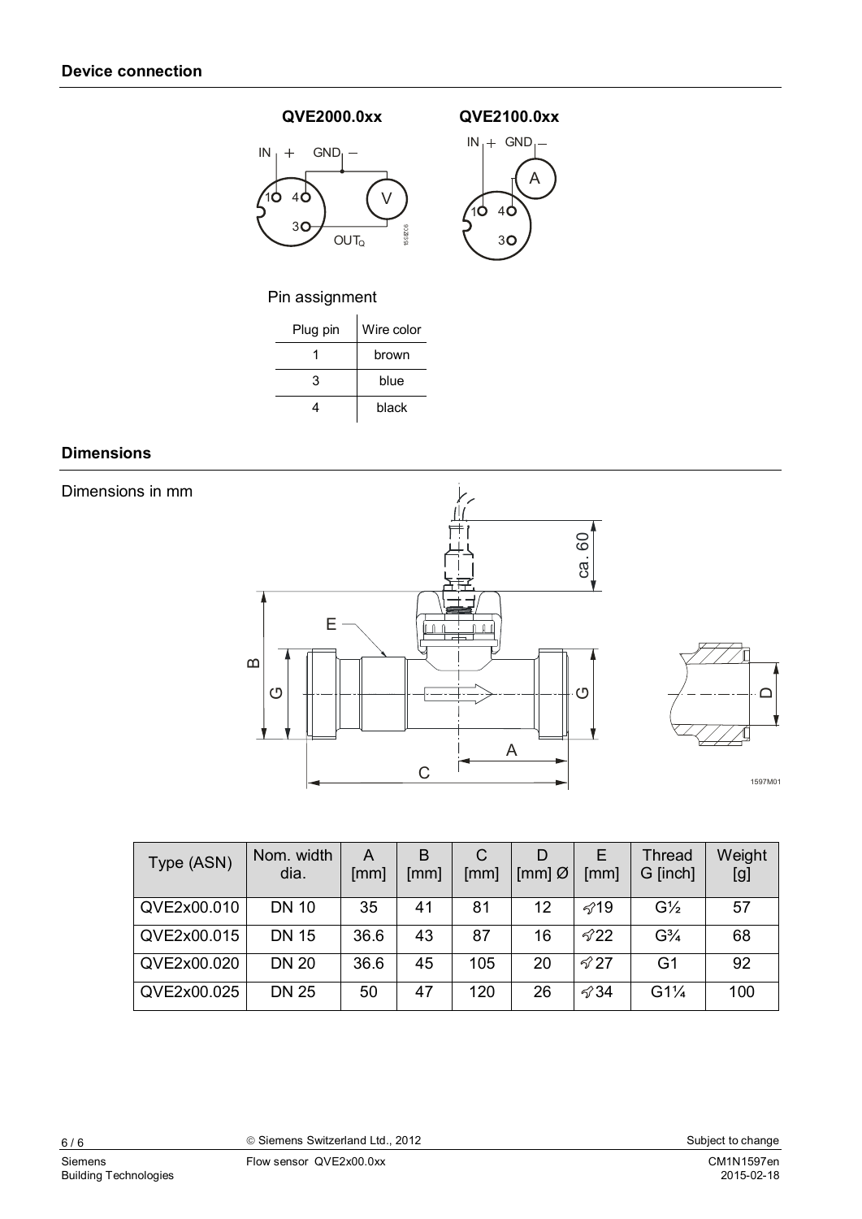## Device connection

QVE2000.0xx

IN + GND –

1 4 3

V

OUT$_Q$

QVE2100.0xx

IN + GND –

A

1 4 3

Pin assignment

| Plug pin | Wire color |
|---|---|
| 1 | brown |
| 3 | blue |
| 4 | black |

## Dimensions

Dimensions in mm

ca. 60

E

B

G

A

C

D

1597M01

| Type (ASN) | Nom. width dia. | A [mm] | B [mm] | C [mm] | D [mm] Ø | E [mm] | Thread G [inch] | Weight [g] |
|---|---|---|---|---|---|---|---|---|
| QVE2x00.010 | DN 10 | 35 | 41 | 81 | 12 | 19 | G½ | 57 |
| QVE2x00.015 | DN 15 | 36.6 | 43 | 87 | 16 | 22 | G¾ | 68 |
| QVE2x00.020 | DN 20 | 36.6 | 45 | 105 | 20 | 27 | G1 | 92 |
| QVE2x00.025 | DN 25 | 50 | 47 | 120 | 26 | 34 | G1¼ | 100 |

© Siemens Switzerland Ltd., 2012

Subject to change